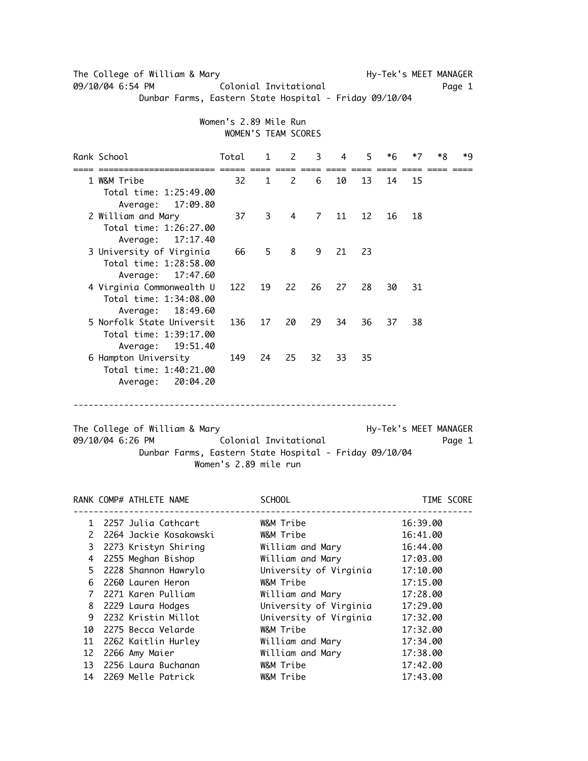The College of William & Mary — Hy-Tek's MEET MANAGER

09/10/04 6:54 PM — Colonial Invitational

Dunbar Farms, Eastern State Hospital - Friday 09/10/04

## Women's 2.89 Mile Run

### WOMEN'S TEAM SCORES

| Rank | School | Total | 1 | 2 | 3 | 4 | 5 | *6 | *7 | *8 | *9 |
|---|---|---|---|---|---|---|---|---|---|---|---|
| 1 | W&M Tribe | 32 | 1 | 2 | 6 | 10 | 13 | 14 | 15 | | |
| | Total time: 1:25:49.00 | | | | | | | | | | |
| | Average: 17:09.80 | | | | | | | | | | |
| 2 | William and Mary | 37 | 3 | 4 | 7 | 11 | 12 | 16 | 18 | | |
| | Total time: 1:26:27.00 | | | | | | | | | | |
| | Average: 17:17.40 | | | | | | | | | | |
| 3 | University of Virginia | 66 | 5 | 8 | 9 | 21 | 23 | | | | |
| | Total time: 1:28:58.00 | | | | | | | | | | |
| | Average: 17:47.60 | | | | | | | | | | |
| 4 | Virginia Commonwealth U | 122 | 19 | 22 | 26 | 27 | 28 | 30 | 31 | | |
| | Total time: 1:34:08.00 | | | | | | | | | | |
| | Average: 18:49.60 | | | | | | | | | | |
| 5 | Norfolk State Universit | 136 | 17 | 20 | 29 | 34 | 36 | 37 | 38 | | |
| | Total time: 1:39:17.00 | | | | | | | | | | |
| | Average: 19:51.40 | | | | | | | | | | |
| 6 | Hampton University | 149 | 24 | 25 | 32 | 33 | 35 | | | | |
| | Total time: 1:40:21.00 | | | | | | | | | | |
| | Average: 20:04.20 | | | | | | | | | | |

---

The College of William & Mary — Hy-Tek's MEET MANAGER

09/10/04 6:26 PM — Colonial Invitational

Dunbar Farms, Eastern State Hospital - Friday 09/10/04

## Women's 2.89 mile run

| RANK | COMP# | ATHLETE NAME | SCHOOL | TIME | SCORE |
|---|---|---|---|---|---|
| 1 | 2257 | Julia Cathcart | W&M Tribe | 16:39.00 | |
| 2 | 2264 | Jackie Kosakowski | W&M Tribe | 16:41.00 | |
| 3 | 2273 | Kristyn Shiring | William and Mary | 16:44.00 | |
| 4 | 2255 | Meghan Bishop | William and Mary | 17:03.00 | |
| 5 | 2228 | Shannon Hawrylo | University of Virginia | 17:10.00 | |
| 6 | 2260 | Lauren Heron | W&M Tribe | 17:15.00 | |
| 7 | 2271 | Karen Pulliam | William and Mary | 17:28.00 | |
| 8 | 2229 | Laura Hodges | University of Virginia | 17:29.00 | |
| 9 | 2232 | Kristin Millot | University of Virginia | 17:32.00 | |
| 10 | 2275 | Becca Velarde | W&M Tribe | 17:32.00 | |
| 11 | 2262 | Kaitlin Hurley | William and Mary | 17:34.00 | |
| 12 | 2266 | Amy Maier | William and Mary | 17:38.00 | |
| 13 | 2256 | Laura Buchanan | W&M Tribe | 17:42.00 | |
| 14 | 2269 | Melle Patrick | W&M Tribe | 17:43.00 | |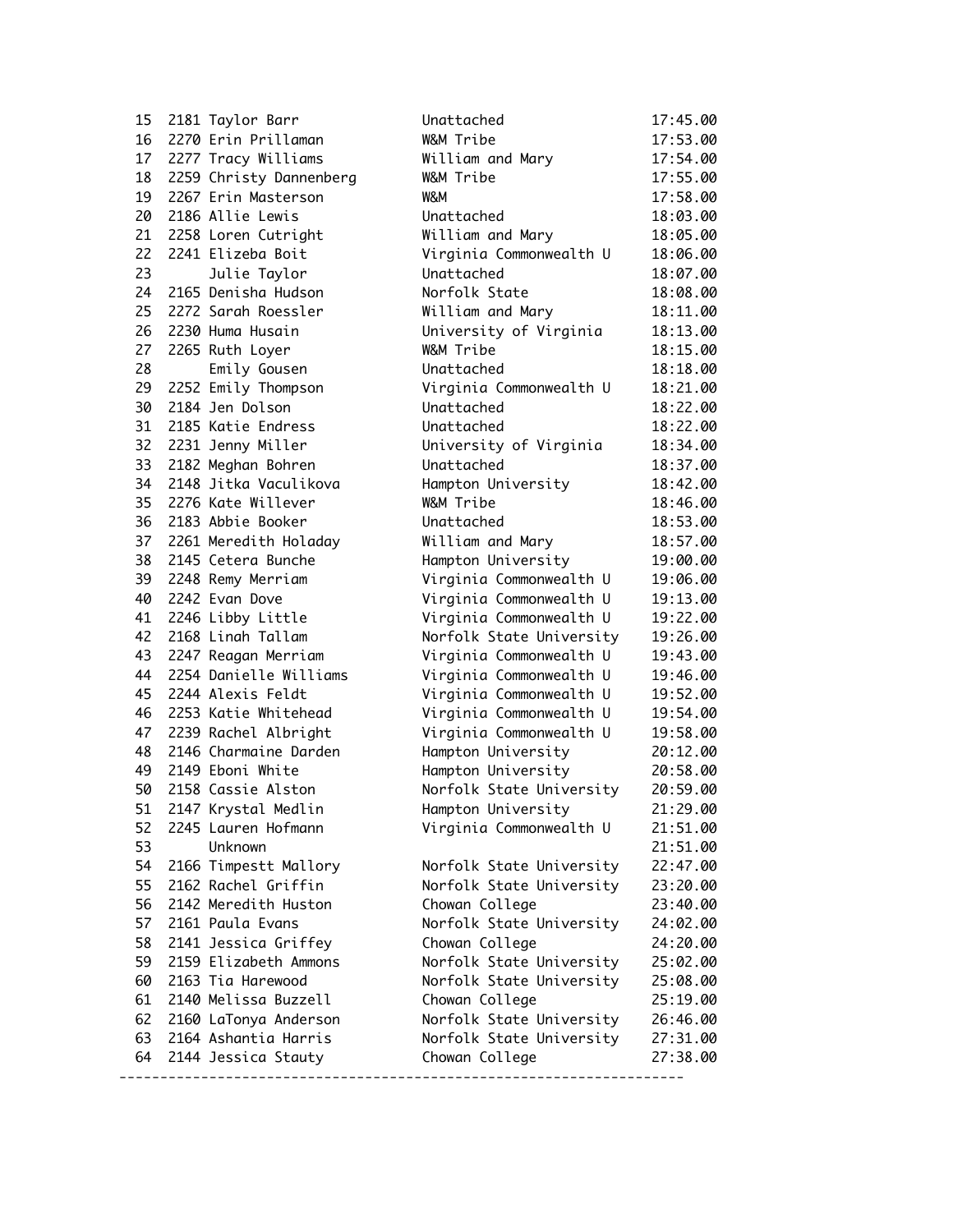| Place | No. | Name | Team | Time |
|---|---|---|---|---|
| 15 | 2181 | Taylor Barr | Unattached | 17:45.00 |
| 16 | 2270 | Erin Prillaman | W&M Tribe | 17:53.00 |
| 17 | 2277 | Tracy Williams | William and Mary | 17:54.00 |
| 18 | 2259 | Christy Dannenberg | W&M Tribe | 17:55.00 |
| 19 | 2267 | Erin Masterson | W&M | 17:58.00 |
| 20 | 2186 | Allie Lewis | Unattached | 18:03.00 |
| 21 | 2258 | Loren Cutright | William and Mary | 18:05.00 |
| 22 | 2241 | Elizeba Boit | Virginia Commonwealth U | 18:06.00 |
| 23 | | Julie Taylor | Unattached | 18:07.00 |
| 24 | 2165 | Denisha Hudson | Norfolk State | 18:08.00 |
| 25 | 2272 | Sarah Roessler | William and Mary | 18:11.00 |
| 26 | 2230 | Huma Husain | University of Virginia | 18:13.00 |
| 27 | 2265 | Ruth Loyer | W&M Tribe | 18:15.00 |
| 28 | | Emily Gousen | Unattached | 18:18.00 |
| 29 | 2252 | Emily Thompson | Virginia Commonwealth U | 18:21.00 |
| 30 | 2184 | Jen Dolson | Unattached | 18:22.00 |
| 31 | 2185 | Katie Endress | Unattached | 18:22.00 |
| 32 | 2231 | Jenny Miller | University of Virginia | 18:34.00 |
| 33 | 2182 | Meghan Bohren | Unattached | 18:37.00 |
| 34 | 2148 | Jitka Vaculikova | Hampton University | 18:42.00 |
| 35 | 2276 | Kate Willever | W&M Tribe | 18:46.00 |
| 36 | 2183 | Abbie Booker | Unattached | 18:53.00 |
| 37 | 2261 | Meredith Holaday | William and Mary | 18:57.00 |
| 38 | 2145 | Cetera Bunche | Hampton University | 19:00.00 |
| 39 | 2248 | Remy Merriam | Virginia Commonwealth U | 19:06.00 |
| 40 | 2242 | Evan Dove | Virginia Commonwealth U | 19:13.00 |
| 41 | 2246 | Libby Little | Virginia Commonwealth U | 19:22.00 |
| 42 | 2168 | Linah Tallam | Norfolk State University | 19:26.00 |
| 43 | 2247 | Reagan Merriam | Virginia Commonwealth U | 19:43.00 |
| 44 | 2254 | Danielle Williams | Virginia Commonwealth U | 19:46.00 |
| 45 | 2244 | Alexis Feldt | Virginia Commonwealth U | 19:52.00 |
| 46 | 2253 | Katie Whitehead | Virginia Commonwealth U | 19:54.00 |
| 47 | 2239 | Rachel Albright | Virginia Commonwealth U | 19:58.00 |
| 48 | 2146 | Charmaine Darden | Hampton University | 20:12.00 |
| 49 | 2149 | Eboni White | Hampton University | 20:58.00 |
| 50 | 2158 | Cassie Alston | Norfolk State University | 20:59.00 |
| 51 | 2147 | Krystal Medlin | Hampton University | 21:29.00 |
| 52 | 2245 | Lauren Hofmann | Virginia Commonwealth U | 21:51.00 |
| 53 | | Unknown | | 21:51.00 |
| 54 | 2166 | Timpestt Mallory | Norfolk State University | 22:47.00 |
| 55 | 2162 | Rachel Griffin | Norfolk State University | 23:20.00 |
| 56 | 2142 | Meredith Huston | Chowan College | 23:40.00 |
| 57 | 2161 | Paula Evans | Norfolk State University | 24:02.00 |
| 58 | 2141 | Jessica Griffey | Chowan College | 24:20.00 |
| 59 | 2159 | Elizabeth Ammons | Norfolk State University | 25:02.00 |
| 60 | 2163 | Tia Harewood | Norfolk State University | 25:08.00 |
| 61 | 2140 | Melissa Buzzell | Chowan College | 25:19.00 |
| 62 | 2160 | LaTonya Anderson | Norfolk State University | 26:46.00 |
| 63 | 2164 | Ashantia Harris | Norfolk State University | 27:31.00 |
| 64 | 2144 | Jessica Stauty | Chowan College | 27:38.00 |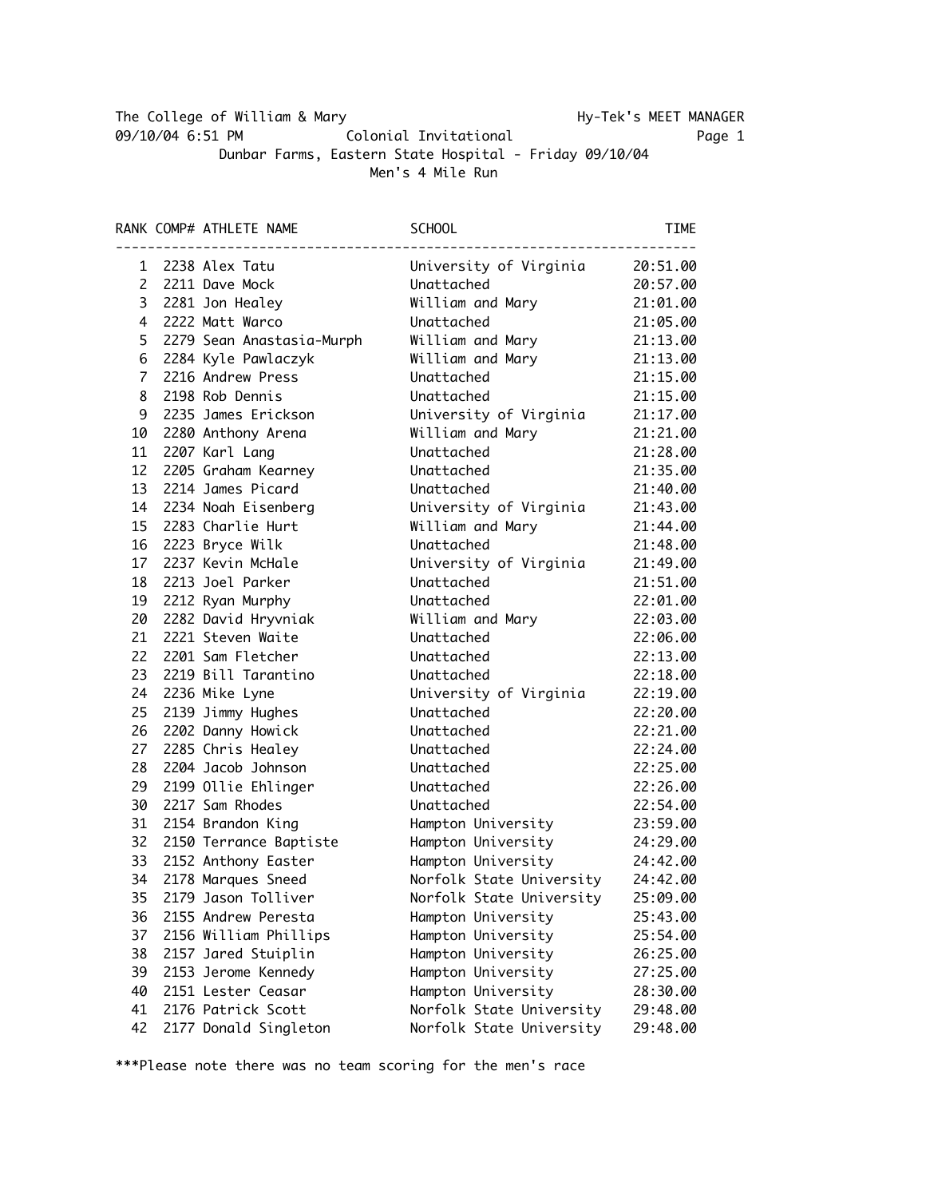The College of William & Mary — Hy-Tek's MEET MANAGER
09/10/04 6:51 PM — Colonial Invitational

Dunbar Farms, Eastern State Hospital - Friday 09/10/04

Men's 4 Mile Run

| RANK | COMP# | ATHLETE NAME | SCHOOL | TIME |
|---|---|---|---|---|
| 1 | 2238 | Alex Tatu | University of Virginia | 20:51.00 |
| 2 | 2211 | Dave Mock | Unattached | 20:57.00 |
| 3 | 2281 | Jon Healey | William and Mary | 21:01.00 |
| 4 | 2222 | Matt Warco | Unattached | 21:05.00 |
| 5 | 2279 | Sean Anastasia-Murph | William and Mary | 21:13.00 |
| 6 | 2284 | Kyle Pawlaczyk | William and Mary | 21:13.00 |
| 7 | 2216 | Andrew Press | Unattached | 21:15.00 |
| 8 | 2198 | Rob Dennis | Unattached | 21:15.00 |
| 9 | 2235 | James Erickson | University of Virginia | 21:17.00 |
| 10 | 2280 | Anthony Arena | William and Mary | 21:21.00 |
| 11 | 2207 | Karl Lang | Unattached | 21:28.00 |
| 12 | 2205 | Graham Kearney | Unattached | 21:35.00 |
| 13 | 2214 | James Picard | Unattached | 21:40.00 |
| 14 | 2234 | Noah Eisenberg | University of Virginia | 21:43.00 |
| 15 | 2283 | Charlie Hurt | William and Mary | 21:44.00 |
| 16 | 2223 | Bryce Wilk | Unattached | 21:48.00 |
| 17 | 2237 | Kevin McHale | University of Virginia | 21:49.00 |
| 18 | 2213 | Joel Parker | Unattached | 21:51.00 |
| 19 | 2212 | Ryan Murphy | Unattached | 22:01.00 |
| 20 | 2282 | David Hryvniak | William and Mary | 22:03.00 |
| 21 | 2221 | Steven Waite | Unattached | 22:06.00 |
| 22 | 2201 | Sam Fletcher | Unattached | 22:13.00 |
| 23 | 2219 | Bill Tarantino | Unattached | 22:18.00 |
| 24 | 2236 | Mike Lyne | University of Virginia | 22:19.00 |
| 25 | 2139 | Jimmy Hughes | Unattached | 22:20.00 |
| 26 | 2202 | Danny Howick | Unattached | 22:21.00 |
| 27 | 2285 | Chris Healey | Unattached | 22:24.00 |
| 28 | 2204 | Jacob Johnson | Unattached | 22:25.00 |
| 29 | 2199 | Ollie Ehlinger | Unattached | 22:26.00 |
| 30 | 2217 | Sam Rhodes | Unattached | 22:54.00 |
| 31 | 2154 | Brandon King | Hampton University | 23:59.00 |
| 32 | 2150 | Terrance Baptiste | Hampton University | 24:29.00 |
| 33 | 2152 | Anthony Easter | Hampton University | 24:42.00 |
| 34 | 2178 | Marques Sneed | Norfolk State University | 24:42.00 |
| 35 | 2179 | Jason Tolliver | Norfolk State University | 25:09.00 |
| 36 | 2155 | Andrew Peresta | Hampton University | 25:43.00 |
| 37 | 2156 | William Phillips | Hampton University | 25:54.00 |
| 38 | 2157 | Jared Stuiplin | Hampton University | 26:25.00 |
| 39 | 2153 | Jerome Kennedy | Hampton University | 27:25.00 |
| 40 | 2151 | Lester Ceasar | Hampton University | 28:30.00 |
| 41 | 2176 | Patrick Scott | Norfolk State University | 29:48.00 |
| 42 | 2177 | Donald Singleton | Norfolk State University | 29:48.00 |

***Please note there was no team scoring for the men's race